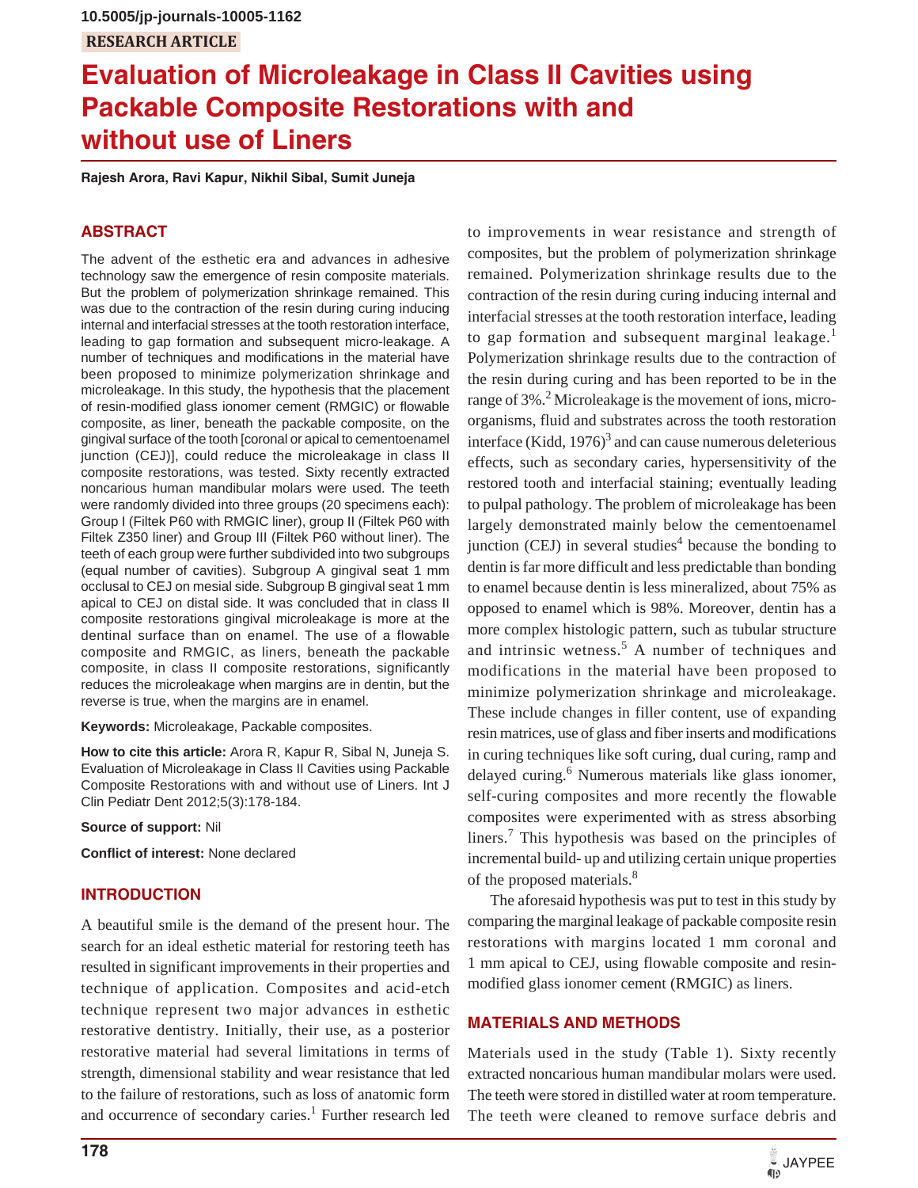10.5005/jp-journals-10005-1162

RESEARCH ARTICLE

# Evaluation of Microleakage in Class II Cavities using Packable Composite Restorations with and without use of Liners

**Rajesh Arora, Ravi Kapur, Nikhil Sibal, Sumit Juneja**

## ABSTRACT

The advent of the esthetic era and advances in adhesive technology saw the emergence of resin composite materials. But the problem of polymerization shrinkage remained. This was due to the contraction of the resin during curing inducing internal and interfacial stresses at the tooth restoration interface, leading to gap formation and subsequent micro-leakage. A number of techniques and modifications in the material have been proposed to minimize polymerization shrinkage and microleakage. In this study, the hypothesis that the placement of resin-modified glass ionomer cement (RMGIC) or flowable composite, as liner, beneath the packable composite, on the gingival surface of the tooth [coronal or apical to cementoenamel junction (CEJ)], could reduce the microleakage in class II composite restorations, was tested. Sixty recently extracted noncarious human mandibular molars were used. The teeth were randomly divided into three groups (20 specimens each): Group I (Filtek P60 with RMGIC liner), group II (Filtek P60 with Filtek Z350 liner) and Group III (Filtek P60 without liner). The teeth of each group were further subdivided into two subgroups (equal number of cavities). Subgroup A gingival seat 1 mm occlusal to CEJ on mesial side. Subgroup B gingival seat 1 mm apical to CEJ on distal side. It was concluded that in class II composite restorations gingival microleakage is more at the dentinal surface than on enamel. The use of a flowable composite and RMGIC, as liners, beneath the packable composite, in class II composite restorations, significantly reduces the microleakage when margins are in dentin, but the reverse is true, when the margins are in enamel.

**Keywords:** Microleakage, Packable composites.

**How to cite this article:** Arora R, Kapur R, Sibal N, Juneja S. Evaluation of Microleakage in Class II Cavities using Packable Composite Restorations with and without use of Liners. Int J Clin Pediatr Dent 2012;5(3):178-184.

**Source of support:** Nil

**Conflict of interest:** None declared

## INTRODUCTION

A beautiful smile is the demand of the present hour. The search for an ideal esthetic material for restoring teeth has resulted in significant improvements in their properties and technique of application. Composites and acid-etch technique represent two major advances in esthetic restorative dentistry. Initially, their use, as a posterior restorative material had several limitations in terms of strength, dimensional stability and wear resistance that led to the failure of restorations, such as loss of anatomic form and occurrence of secondary caries.[1] Further research led to improvements in wear resistance and strength of composites, but the problem of polymerization shrinkage remained. Polymerization shrinkage results due to the contraction of the resin during curing inducing internal and interfacial stresses at the tooth restoration interface, leading to gap formation and subsequent marginal leakage.[1] Polymerization shrinkage results due to the contraction of the resin during curing and has been reported to be in the range of 3%.[2] Microleakage is the movement of ions, micro-organisms, fluid and substrates across the tooth restoration interface (Kidd, 1976)[3] and can cause numerous deleterious effects, such as secondary caries, hypersensitivity of the restored tooth and interfacial staining; eventually leading to pulpal pathology. The problem of microleakage has been largely demonstrated mainly below the cementoenamel junction (CEJ) in several studies[4] because the bonding to dentin is far more difficult and less predictable than bonding to enamel because dentin is less mineralized, about 75% as opposed to enamel which is 98%. Moreover, dentin has a more complex histologic pattern, such as tubular structure and intrinsic wetness.[5] A number of techniques and modifications in the material have been proposed to minimize polymerization shrinkage and microleakage. These include changes in filler content, use of expanding resin matrices, use of glass and fiber inserts and modifications in curing techniques like soft curing, dual curing, ramp and delayed curing.[6] Numerous materials like glass ionomer, self-curing composites and more recently the flowable composites were experimented with as stress absorbing liners.[7] This hypothesis was based on the principles of incremental build- up and utilizing certain unique properties of the proposed materials.[8]

The aforesaid hypothesis was put to test in this study by comparing the marginal leakage of packable composite resin restorations with margins located 1 mm coronal and 1 mm apical to CEJ, using flowable composite and resin-modified glass ionomer cement (RMGIC) as liners.

## MATERIALS AND METHODS

Materials used in the study (Table 1). Sixty recently extracted noncarious human mandibular molars were used. The teeth were stored in distilled water at room temperature. The teeth were cleaned to remove surface debris and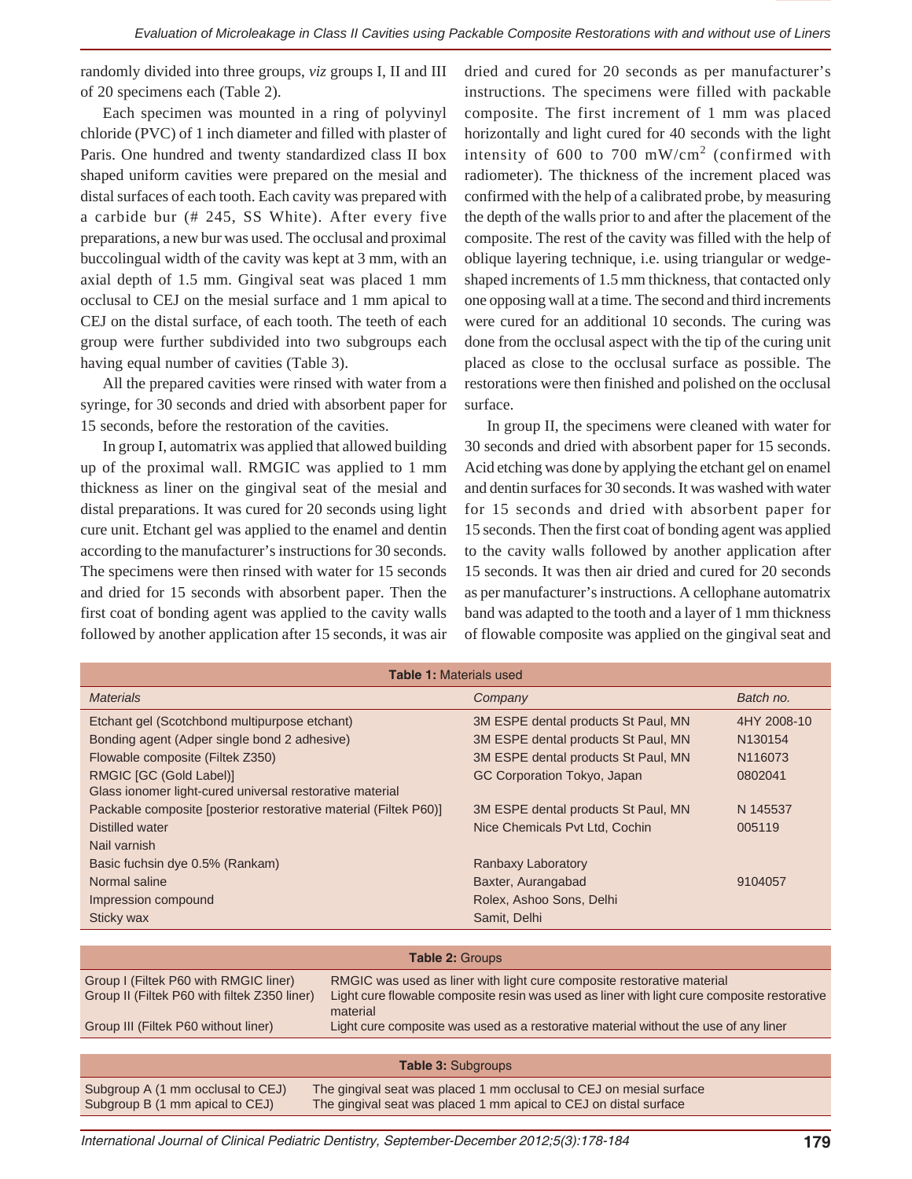randomly divided into three groups, *viz* groups I, II and III of 20 specimens each (Table 2).

Each specimen was mounted in a ring of polyvinyl chloride (PVC) of 1 inch diameter and filled with plaster of Paris. One hundred and twenty standardized class II box shaped uniform cavities were prepared on the mesial and distal surfaces of each tooth. Each cavity was prepared with a carbide bur (# 245, SS White). After every five preparations, a new bur was used. The occlusal and proximal buccolingual width of the cavity was kept at 3 mm, with an axial depth of 1.5 mm. Gingival seat was placed 1 mm occlusal to CEJ on the mesial surface and 1 mm apical to CEJ on the distal surface, of each tooth. The teeth of each group were further subdivided into two subgroups each having equal number of cavities (Table 3).

All the prepared cavities were rinsed with water from a syringe, for 30 seconds and dried with absorbent paper for 15 seconds, before the restoration of the cavities.

In group I, automatrix was applied that allowed building up of the proximal wall. RMGIC was applied to 1 mm thickness as liner on the gingival seat of the mesial and distal preparations. It was cured for 20 seconds using light cure unit. Etchant gel was applied to the enamel and dentin according to the manufacturer's instructions for 30 seconds. The specimens were then rinsed with water for 15 seconds and dried for 15 seconds with absorbent paper. Then the first coat of bonding agent was applied to the cavity walls followed by another application after 15 seconds, it was air dried and cured for 20 seconds as per manufacturer's instructions. The specimens were filled with packable composite. The first increment of 1 mm was placed horizontally and light cured for 40 seconds with the light intensity of 600 to 700 mW/cm$^2$ (confirmed with radiometer). The thickness of the increment placed was confirmed with the help of a calibrated probe, by measuring the depth of the walls prior to and after the placement of the composite. The rest of the cavity was filled with the help of oblique layering technique, i.e. using triangular or wedge-shaped increments of 1.5 mm thickness, that contacted only one opposing wall at a time. The second and third increments were cured for an additional 10 seconds. The curing was done from the occlusal aspect with the tip of the curing unit placed as close to the occlusal surface as possible. The restorations were then finished and polished on the occlusal surface.

In group II, the specimens were cleaned with water for 30 seconds and dried with absorbent paper for 15 seconds. Acid etching was done by applying the etchant gel on enamel and dentin surfaces for 30 seconds. It was washed with water for 15 seconds and dried with absorbent paper for 15 seconds. Then the first coat of bonding agent was applied to the cavity walls followed by another application after 15 seconds. It was then air dried and cured for 20 seconds as per manufacturer's instructions. A cellophane automatrix band was adapted to the tooth and a layer of 1 mm thickness of flowable composite was applied on the gingival seat and

**Table 1:** Materials used

| *Materials* | *Company* | *Batch no.* |
|---|---|---|
| Etchant gel (Scotchbond multipurpose etchant) | 3M ESPE dental products St Paul, MN | 4HY 2008-10 |
| Bonding agent (Adper single bond 2 adhesive) | 3M ESPE dental products St Paul, MN | N130154 |
| Flowable composite (Filtek Z350) | 3M ESPE dental products St Paul, MN | N116073 |
| RMGIC [GC (Gold Label)] Glass ionomer light-cured universal restorative material | GC Corporation Tokyo, Japan | 0802041 |
| Packable composite [posterior restorative material (Filtek P60)] | 3M ESPE dental products St Paul, MN | N 145537 |
| Distilled water | Nice Chemicals Pvt Ltd, Cochin | 005119 |
| Nail varnish | | |
| Basic fuchsin dye 0.5% (Rankam) | Ranbaxy Laboratory | |
| Normal saline | Baxter, Aurangabad | 9104057 |
| Impression compound | Rolex, Ashoo Sons, Delhi | |
| Sticky wax | Samit, Delhi | |

**Table 2:** Groups

| | |
|---|---|
| Group I (Filtek P60 with RMGIC liner) | RMGIC was used as liner with light cure composite restorative material |
| Group II (Filtek P60 with filtek Z350 liner) | Light cure flowable composite resin was used as liner with light cure composite restorative material |
| Group III (Filtek P60 without liner) | Light cure composite was used as a restorative material without the use of any liner |

**Table 3:** Subgroups

| | |
|---|---|
| Subgroup A (1 mm occlusal to CEJ) | The gingival seat was placed 1 mm occlusal to CEJ on mesial surface |
| Subgroup B (1 mm apical to CEJ) | The gingival seat was placed 1 mm apical to CEJ on distal surface |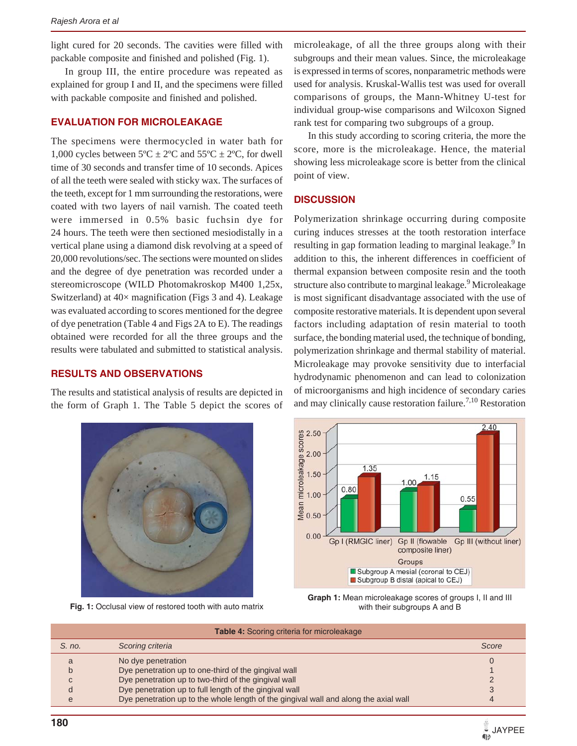light cured for 20 seconds. The cavities were filled with packable composite and finished and polished (Fig. 1).

In group III, the entire procedure was repeated as explained for group I and II, and the specimens were filled with packable composite and finished and polished.

## EVALUATION FOR MICROLEAKAGE

The specimens were thermocycled in water bath for 1,000 cycles between 5ºC ± 2ºC and 55ºC ± 2ºC, for dwell time of 30 seconds and transfer time of 10 seconds. Apices of all the teeth were sealed with sticky wax. The surfaces of the teeth, except for 1 mm surrounding the restorations, were coated with two layers of nail varnish. The coated teeth were immersed in 0.5% basic fuchsin dye for 24 hours. The teeth were then sectioned mesiodistally in a vertical plane using a diamond disk revolving at a speed of 20,000 revolutions/sec. The sections were mounted on slides and the degree of dye penetration was recorded under a stereomicroscope (WILD Photomakroskop M400 1,25x, Switzerland) at 40× magnification (Figs 3 and 4). Leakage was evaluated according to scores mentioned for the degree of dye penetration (Table 4 and Figs 2A to E). The readings obtained were recorded for all the three groups and the results were tabulated and submitted to statistical analysis.

## RESULTS AND OBSERVATIONS

The results and statistical analysis of results are depicted in the form of Graph 1. The Table 5 depict the scores of microleakage, of all the three groups along with their subgroups and their mean values. Since, the microleakage is expressed in terms of scores, nonparametric methods were used for analysis. Kruskal-Wallis test was used for overall comparisons of groups, the Mann-Whitney U-test for individual group-wise comparisons and Wilcoxon Signed rank test for comparing two subgroups of a group.

In this study according to scoring criteria, the more the score, more is the microleakage. Hence, the material showing less microleakage score is better from the clinical point of view.

## DISCUSSION

Polymerization shrinkage occurring during composite curing induces stresses at the tooth restoration interface resulting in gap formation leading to marginal leakage.[9] In addition to this, the inherent differences in coefficient of thermal expansion between composite resin and the tooth structure also contribute to marginal leakage.[9] Microleakage is most significant disadvantage associated with the use of composite restorative materials. It is dependent upon several factors including adaptation of resin material to tooth surface, the bonding material used, the technique of bonding, polymerization shrinkage and thermal stability of material. Microleakage may provoke sensitivity due to interfacial hydrodynamic phenomenon and can lead to colonization of microorganisms and high incidence of secondary caries and may clinically cause restoration failure.[7,10] Restoration

**Fig. 1:** Occlusal view of restored tooth with auto matrix

**Graph 1:** Mean microleakage scores of groups I, II and III with their subgroups A and B

| Groups | Subgroup A mesial (coronal to CEJ) | Subgroup B distal (apical to CEJ) |
|---|---|---|
| Gp I (RMGIC liner) | 0.80 | 1.35 |
| Gp II (flowable composite liner) | 1.00 | 1.15 |
| Gp III (without liner) | 0.55 | 2.40 |

**Table 4:** Scoring criteria for microleakage

| *S. no.* | *Scoring criteria* | *Score* |
|---|---|---|
| a | No dye penetration | 0 |
| b | Dye penetration up to one-third of the gingival wall | 1 |
| c | Dye penetration up to two-third of the gingival wall | 2 |
| d | Dye penetration up to full length of the gingival wall | 3 |
| e | Dye penetration up to the whole length of the gingival wall and along the axial wall | 4 |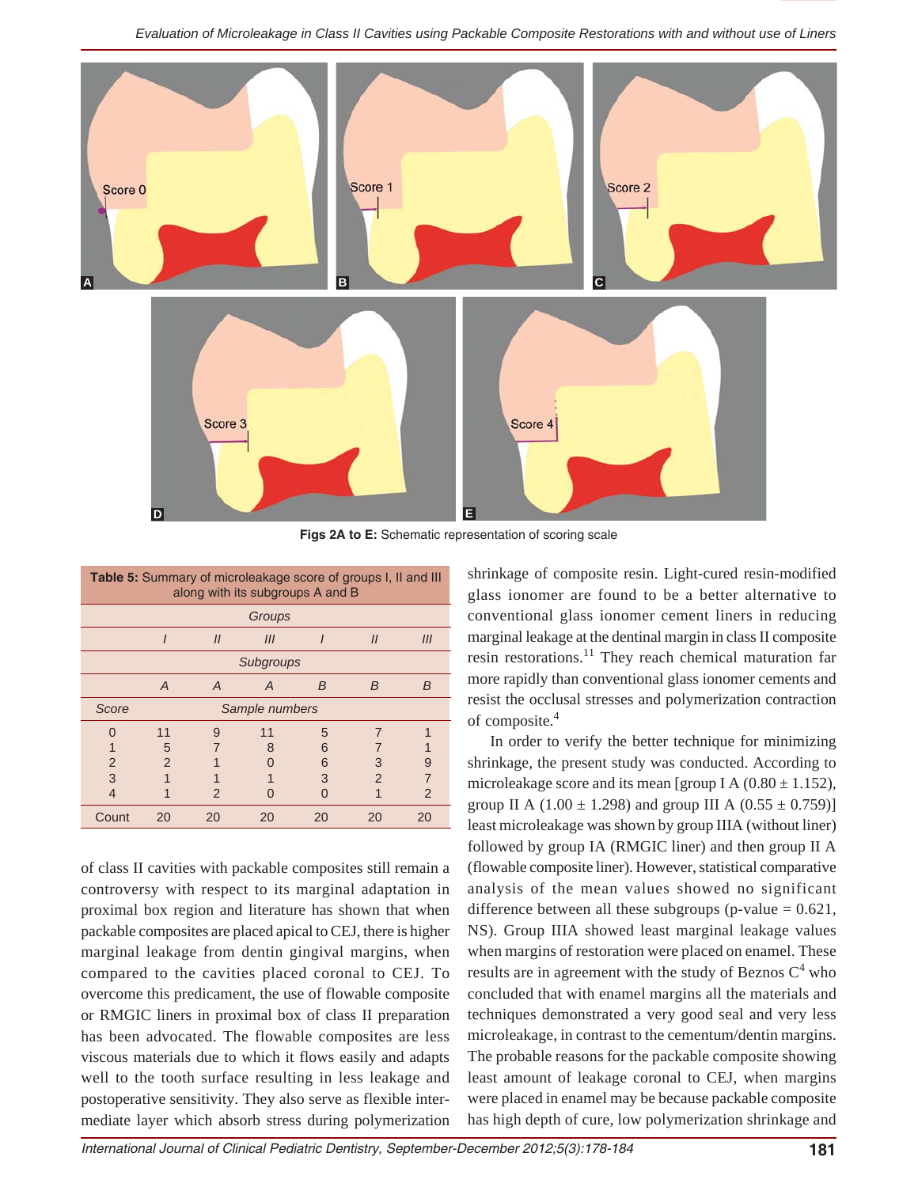Figs 2A to E: Schematic representation of scoring scale

**Table 5:** Summary of microleakage score of groups I, II and III along with its subgroups A and B

| | Groups | | | | | |
|---|---|---|---|---|---|---|
| | I | II | III | I | II | III |
| | Subgroups | | | | | |
| | A | A | A | B | B | B |
| Score | Sample numbers | | | | | |
| 0 | 11 | 9 | 11 | 5 | 7 | 1 |
| 1 | 5 | 7 | 8 | 6 | 7 | 1 |
| 2 | 2 | 1 | 0 | 6 | 3 | 9 |
| 3 | 1 | 1 | 1 | 3 | 2 | 7 |
| 4 | 1 | 2 | 0 | 0 | 1 | 2 |
| Count | 20 | 20 | 20 | 20 | 20 | 20 |

of class II cavities with packable composites still remain a controversy with respect to its marginal adaptation in proximal box region and literature has shown that when packable composites are placed apical to CEJ, there is higher marginal leakage from dentin gingival margins, when compared to the cavities placed coronal to CEJ. To overcome this predicament, the use of flowable composite or RMGIC liners in proximal box of class II preparation has been advocated. The flowable composites are less viscous materials due to which it flows easily and adapts well to the tooth surface resulting in less leakage and postoperative sensitivity. They also serve as flexible intermediate layer which absorb stress during polymerization shrinkage of composite resin. Light-cured resin-modified glass ionomer are found to be a better alternative to conventional glass ionomer cement liners in reducing marginal leakage at the dentinal margin in class II composite resin restorations.[11] They reach chemical maturation far more rapidly than conventional glass ionomer cements and resist the occlusal stresses and polymerization contraction of composite.[4]

In order to verify the better technique for minimizing shrinkage, the present study was conducted. According to microleakage score and its mean [group I A ($0.80 \pm 1.152$), group II A ($1.00 \pm 1.298$) and group III A ($0.55 \pm 0.759$)] least microleakage was shown by group IIIA (without liner) followed by group IA (RMGIC liner) and then group II A (flowable composite liner). However, statistical comparative analysis of the mean values showed no significant difference between all these subgroups (p-value = 0.621, NS). Group IIIA showed least marginal leakage values when margins of restoration were placed on enamel. These results are in agreement with the study of Beznos C[4] who concluded that with enamel margins all the materials and techniques demonstrated a very good seal and very less microleakage, in contrast to the cementum/dentin margins. The probable reasons for the packable composite showing least amount of leakage coronal to CEJ, when margins were placed in enamel may be because packable composite has high depth of cure, low polymerization shrinkage and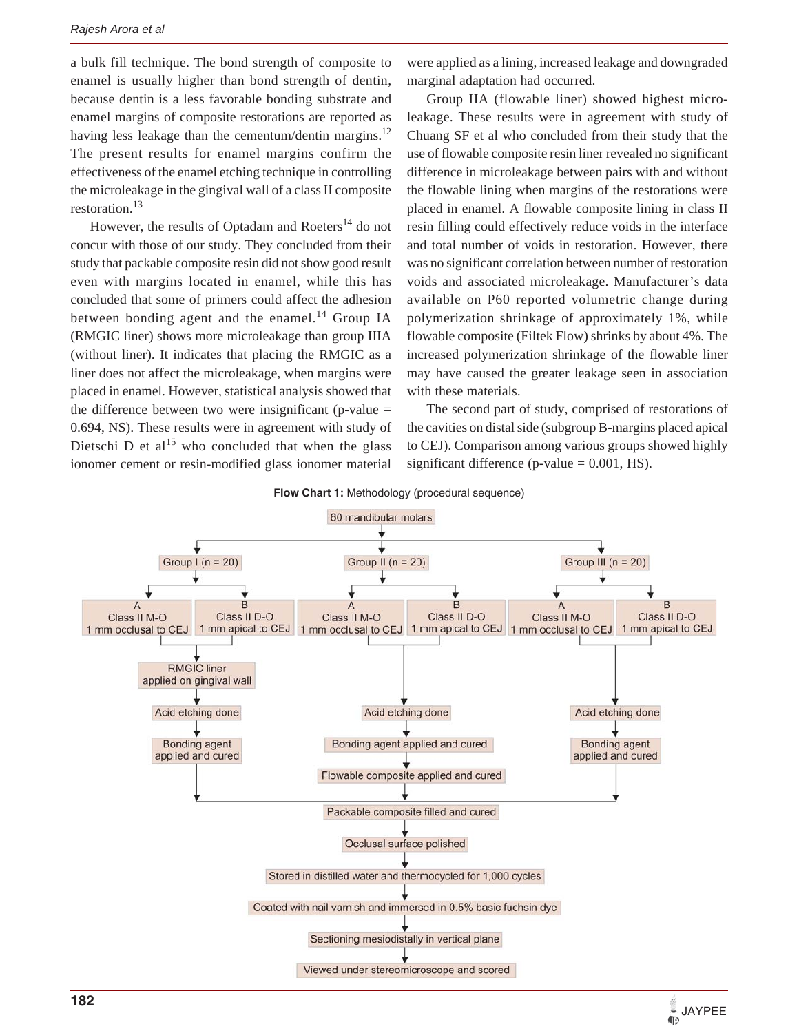a bulk fill technique. The bond strength of composite to enamel is usually higher than bond strength of dentin, because dentin is a less favorable bonding substrate and enamel margins of composite restorations are reported as having less leakage than the cementum/dentin margins.[12] The present results for enamel margins confirm the effectiveness of the enamel etching technique in controlling the microleakage in the gingival wall of a class II composite restoration.[13]

However, the results of Optadam and Roeters[14] do not concur with those of our study. They concluded from their study that packable composite resin did not show good result even with margins located in enamel, while this has concluded that some of primers could affect the adhesion between bonding agent and the enamel.[14] Group IA (RMGIC liner) shows more microleakage than group IIIA (without liner). It indicates that placing the RMGIC as a liner does not affect the microleakage, when margins were placed in enamel. However, statistical analysis showed that the difference between two were insignificant (p-value = 0.694, NS). These results were in agreement with study of Dietschi D et al[15] who concluded that when the glass ionomer cement or resin-modified glass ionomer material were applied as a lining, increased leakage and downgraded marginal adaptation had occurred.

Group IIA (flowable liner) showed highest microleakage. These results were in agreement with study of Chuang SF et al who concluded from their study that the use of flowable composite resin liner revealed no significant difference in microleakage between pairs with and without the flowable lining when margins of the restorations were placed in enamel. A flowable composite lining in class II resin filling could effectively reduce voids in the interface and total number of voids in restoration. However, there was no significant correlation between number of restoration voids and associated microleakage. Manufacturer's data available on P60 reported volumetric change during polymerization shrinkage of approximately 1%, while flowable composite (Filtek Flow) shrinks by about 4%. The increased polymerization shrinkage of the flowable liner may have caused the greater leakage seen in association with these materials.

The second part of study, comprised of restorations of the cavities on distal side (subgroup B-margins placed apical to CEJ). Comparison among various groups showed highly significant difference (p-value = 0.001, HS).

**Flow Chart 1:** Methodology (procedural sequence)

- 60 mandibular molars
  - Group I (n = 20)
    - A: Class II M-O, 1 mm occlusal to CEJ
    - B: Class II D-O, 1 mm apical to CEJ
    - → RMGIC liner applied on gingival wall → Acid etching done → Bonding agent applied and cured
  - Group II (n = 20)
    - A: Class II M-O, 1 mm occlusal to CEJ
    - B: Class II D-O, 1 mm apical to CEJ
    - → Acid etching done → Bonding agent applied and cured → Flowable composite applied and cured
  - Group III (n = 20)
    - A: Class II M-O, 1 mm occlusal to CEJ
    - B: Class II D-O, 1 mm apical to CEJ
    - → Acid etching done → Bonding agent applied and cured
- → Packable composite filled and cured
- → Occlusal surface polished
- → Stored in distilled water and thermocycled for 1,000 cycles
- → Coated with nail varnish and immersed in 0.5% basic fuchsin dye
- → Sectioning mesiodistally in vertical plane
- → Viewed under stereomicroscope and scored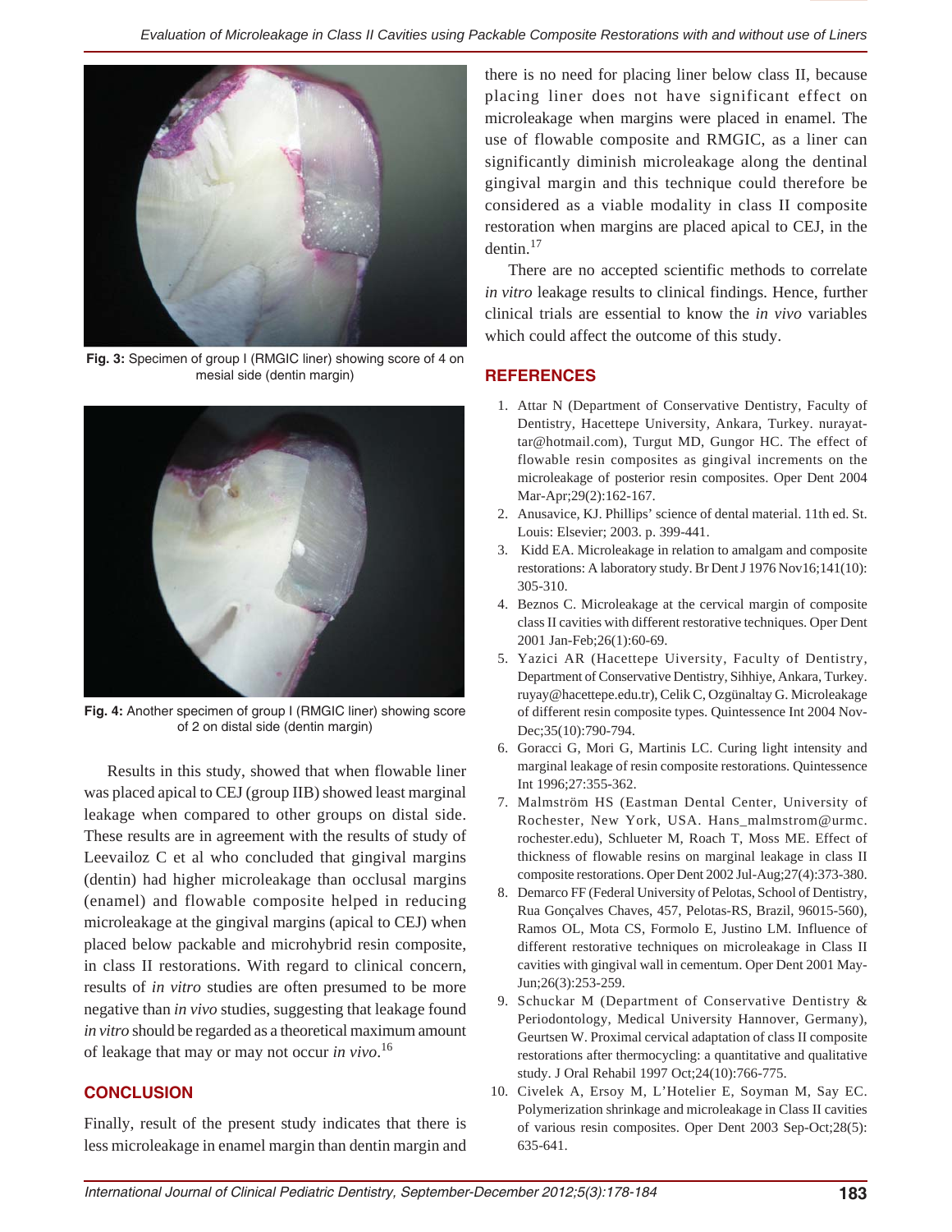Fig. 3: Specimen of group I (RMGIC liner) showing score of 4 on mesial side (dentin margin)

Fig. 4: Another specimen of group I (RMGIC liner) showing score of 2 on distal side (dentin margin)

Results in this study, showed that when flowable liner was placed apical to CEJ (group IIB) showed least marginal leakage when compared to other groups on distal side. These results are in agreement with the results of study of Leevailoz C et al who concluded that gingival margins (dentin) had higher microleakage than occlusal margins (enamel) and flowable composite helped in reducing microleakage at the gingival margins (apical to CEJ) when placed below packable and microhybrid resin composite, in class II restorations. With regard to clinical concern, results of *in vitro* studies are often presumed to be more negative than *in vivo* studies, suggesting that leakage found *in vitro* should be regarded as a theoretical maximum amount of leakage that may or may not occur *in vivo*.[16]

## CONCLUSION

Finally, result of the present study indicates that there is less microleakage in enamel margin than dentin margin and there is no need for placing liner below class II, because placing liner does not have significant effect on microleakage when margins were placed in enamel. The use of flowable composite and RMGIC, as a liner can significantly diminish microleakage along the dentinal gingival margin and this technique could therefore be considered as a viable modality in class II composite restoration when margins are placed apical to CEJ, in the dentin.[17]

There are no accepted scientific methods to correlate *in vitro* leakage results to clinical findings. Hence, further clinical trials are essential to know the *in vivo* variables which could affect the outcome of this study.

## REFERENCES

1. Attar N (Department of Conservative Dentistry, Faculty of Dentistry, Hacettepe University, Ankara, Turkey. nurayattar@hotmail.com), Turgut MD, Gungor HC. The effect of flowable resin composites as gingival increments on the microleakage of posterior resin composites. Oper Dent 2004 Mar-Apr;29(2):162-167.
2. Anusavice, KJ. Phillips' science of dental material. 11th ed. St. Louis: Elsevier; 2003. p. 399-441.
3. Kidd EA. Microleakage in relation to amalgam and composite restorations: A laboratory study. Br Dent J 1976 Nov16;141(10): 305-310.
4. Beznos C. Microleakage at the cervical margin of composite class II cavities with different restorative techniques. Oper Dent 2001 Jan-Feb;26(1):60-69.
5. Yazici AR (Hacettepe Uiversity, Faculty of Dentistry, Department of Conservative Dentistry, Sihhiye, Ankara, Turkey. ruyay@hacettepe.edu.tr), Celik C, Ozgünaltay G. Microleakage of different resin composite types. Quintessence Int 2004 Nov-Dec;35(10):790-794.
6. Goracci G, Mori G, Martinis LC. Curing light intensity and marginal leakage of resin composite restorations. Quintessence Int 1996;27:355-362.
7. Malmström HS (Eastman Dental Center, University of Rochester, New York, USA. Hans_malmstrom@urmc.rochester.edu), Schlueter M, Roach T, Moss ME. Effect of thickness of flowable resins on marginal leakage in class II composite restorations. Oper Dent 2002 Jul-Aug;27(4):373-380.
8. Demarco FF (Federal University of Pelotas, School of Dentistry, Rua Gonçalves Chaves, 457, Pelotas-RS, Brazil, 96015-560), Ramos OL, Mota CS, Formolo E, Justino LM. Influence of different restorative techniques on microleakage in Class II cavities with gingival wall in cementum. Oper Dent 2001 May-Jun;26(3):253-259.
9. Schuckar M (Department of Conservative Dentistry & Periodontology, Medical University Hannover, Germany), Geurtsen W. Proximal cervical adaptation of class II composite restorations after thermocycling: a quantitative and qualitative study. J Oral Rehabil 1997 Oct;24(10):766-775.
10. Civelek A, Ersoy M, L'Hotelier E, Soyman M, Say EC. Polymerization shrinkage and microleakage in Class II cavities of various resin composites. Oper Dent 2003 Sep-Oct;28(5): 635-641.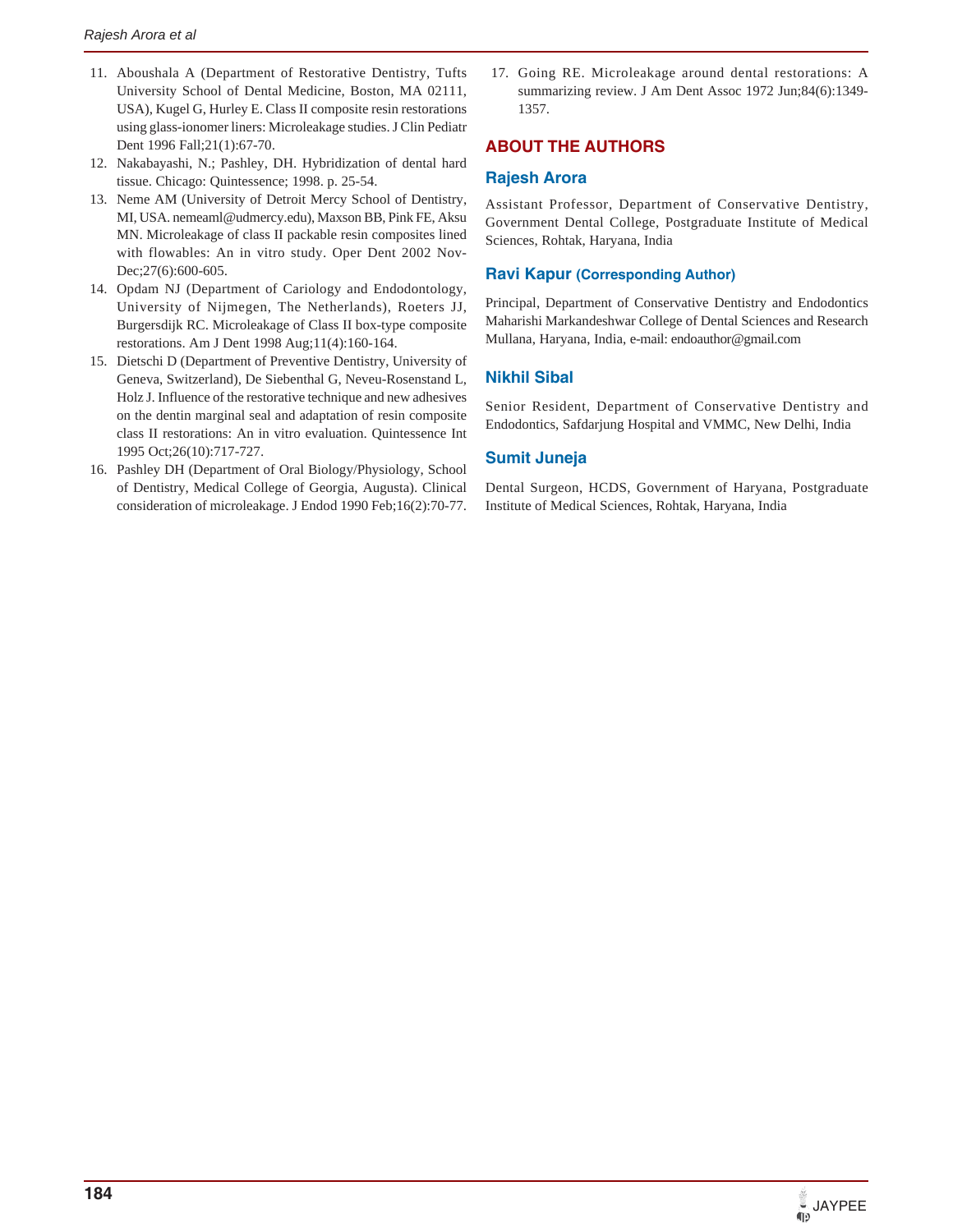11. Aboushala A (Department of Restorative Dentistry, Tufts University School of Dental Medicine, Boston, MA 02111, USA), Kugel G, Hurley E. Class II composite resin restorations using glass-ionomer liners: Microleakage studies. J Clin Pediatr Dent 1996 Fall;21(1):67-70.
12. Nakabayashi, N.; Pashley, DH. Hybridization of dental hard tissue. Chicago: Quintessence; 1998. p. 25-54.
13. Neme AM (University of Detroit Mercy School of Dentistry, MI, USA. nemeaml@udmercy.edu), Maxson BB, Pink FE, Aksu MN. Microleakage of class II packable resin composites lined with flowables: An in vitro study. Oper Dent 2002 Nov-Dec;27(6):600-605.
14. Opdam NJ (Department of Cariology and Endodontology, University of Nijmegen, The Netherlands), Roeters JJ, Burgersdijk RC. Microleakage of Class II box-type composite restorations. Am J Dent 1998 Aug;11(4):160-164.
15. Dietschi D (Department of Preventive Dentistry, University of Geneva, Switzerland), De Siebenthal G, Neveu-Rosenstand L, Holz J. Influence of the restorative technique and new adhesives on the dentin marginal seal and adaptation of resin composite class II restorations: An in vitro evaluation. Quintessence Int 1995 Oct;26(10):717-727.
16. Pashley DH (Department of Oral Biology/Physiology, School of Dentistry, Medical College of Georgia, Augusta). Clinical consideration of microleakage. J Endod 1990 Feb;16(2):70-77.
17. Going RE. Microleakage around dental restorations: A summarizing review. J Am Dent Assoc 1972 Jun;84(6):1349-1357.

## ABOUT THE AUTHORS

### Rajesh Arora

Assistant Professor, Department of Conservative Dentistry, Government Dental College, Postgraduate Institute of Medical Sciences, Rohtak, Haryana, India

### Ravi Kapur (Corresponding Author)

Principal, Department of Conservative Dentistry and Endodontics Maharishi Markandeshwar College of Dental Sciences and Research Mullana, Haryana, India, e-mail: endoauthor@gmail.com

### Nikhil Sibal

Senior Resident, Department of Conservative Dentistry and Endodontics, Safdarjung Hospital and VMMC, New Delhi, India

### Sumit Juneja

Dental Surgeon, HCDS, Government of Haryana, Postgraduate Institute of Medical Sciences, Rohtak, Haryana, India